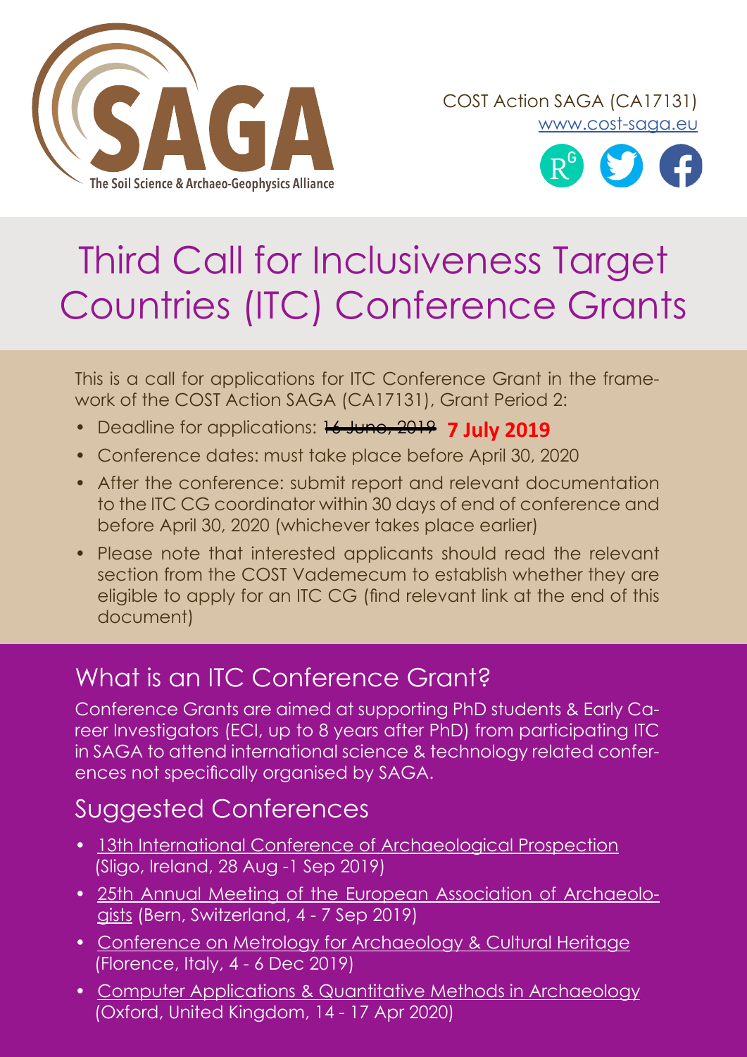COST Action SAGA (CA17131)
www.cost-saga.eu

# Third Call for Inclusiveness Target Countries (ITC) Conference Grants

This is a call for applications for ITC Conference Grant in the framework of the COST Action SAGA (CA17131), Grant Period 2:

- Deadline for applications: ~~16 June, 2019~~ **7 July 2019**
- Conference dates: must take place before April 30, 2020
- After the conference: submit report and relevant documentation to the ITC CG coordinator within 30 days of end of conference and before April 30, 2020 (whichever takes place earlier)
- Please note that interested applicants should read the relevant section from the COST Vademecum to establish whether they are eligible to apply for an ITC CG (find relevant link at the end of this document)

## What is an ITC Conference Grant?

Conference Grants are aimed at supporting PhD students & Early Career Investigators (ECI, up to 8 years after PhD) from participating ITC in SAGA to attend international science & technology related conferences not specifically organised by SAGA.

## Suggested Conferences

- 13th International Conference of Archaeological Prospection (Sligo, Ireland, 28 Aug -1 Sep 2019)
- 25th Annual Meeting of the European Association of Archaeologists (Bern, Switzerland, 4 - 7 Sep 2019)
- Conference on Metrology for Archaeology & Cultural Heritage (Florence, Italy, 4 - 6 Dec 2019)
- Computer Applications & Quantitative Methods in Archaeology (Oxford, United Kingdom, 14 - 17 Apr 2020)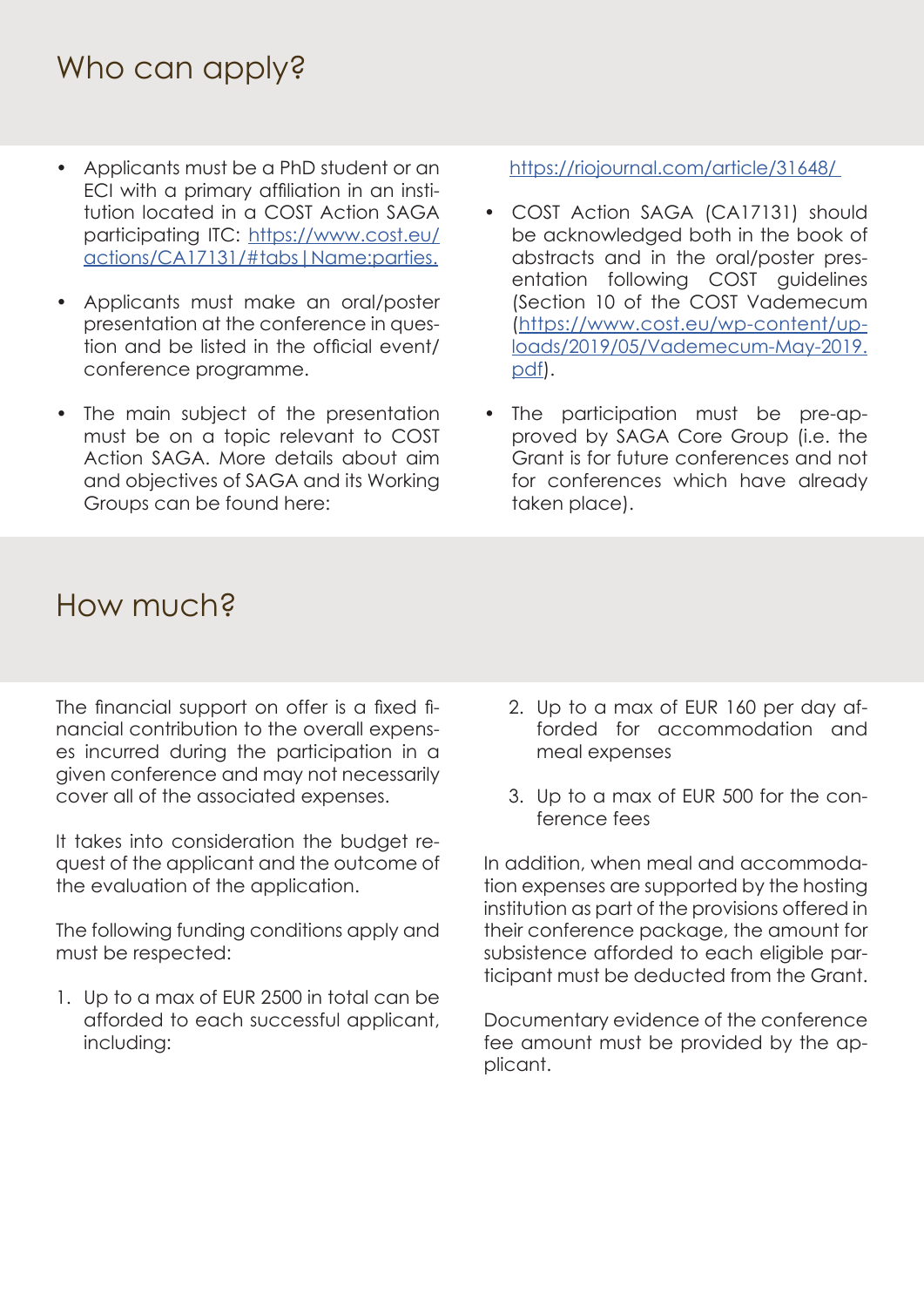# Who can apply?

- Applicants must be a PhD student or an ECI with a primary affiliation in an institution located in a COST Action SAGA participating ITC: https://www.cost.eu/actions/CA17131/#tabs|Name:parties.
- Applicants must make an oral/poster presentation at the conference in question and be listed in the official event/conference programme.
- The main subject of the presentation must be on a topic relevant to COST Action SAGA. More details about aim and objectives of SAGA and its Working Groups can be found here: https://riojournal.com/article/31648/
- COST Action SAGA (CA17131) should be acknowledged both in the book of abstracts and in the oral/poster presentation following COST guidelines (Section 10 of the COST Vademecum (https://www.cost.eu/wp-content/uploads/2019/05/Vademecum-May-2019.pdf).
- The participation must be pre-approved by SAGA Core Group (i.e. the Grant is for future conferences and not for conferences which have already taken place).

# How much?

The financial support on offer is a fixed financial contribution to the overall expenses incurred during the participation in a given conference and may not necessarily cover all of the associated expenses.

It takes into consideration the budget request of the applicant and the outcome of the evaluation of the application.

The following funding conditions apply and must be respected:

1. Up to a max of EUR 2500 in total can be afforded to each successful applicant, including:
2. Up to a max of EUR 160 per day afforded for accommodation and meal expenses
3. Up to a max of EUR 500 for the conference fees

In addition, when meal and accommodation expenses are supported by the hosting institution as part of the provisions offered in their conference package, the amount for subsistence afforded to each eligible participant must be deducted from the Grant.

Documentary evidence of the conference fee amount must be provided by the applicant.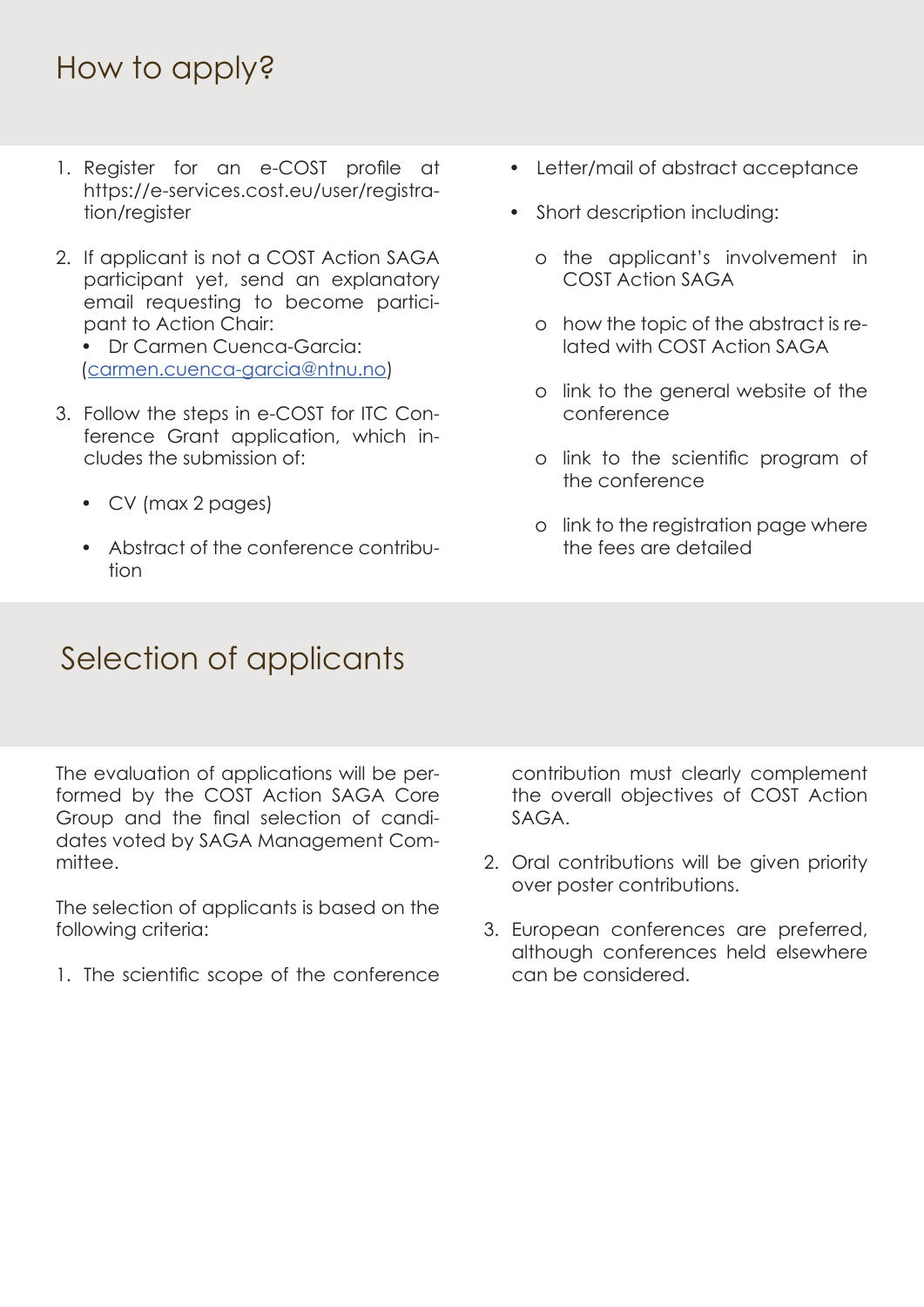## How to apply?

1. Register for an e-COST profile at https://e-services.cost.eu/user/registration/register
2. If applicant is not a COST Action SAGA participant yet, send an explanatory email requesting to become participant to Action Chair:
   - Dr Carmen Cuenca-Garcia: ([carmen.cuenca-garcia@ntnu.no](mailto:carmen.cuenca-garcia@ntnu.no))
3. Follow the steps in e-COST for ITC Conference Grant application, which includes the submission of:
   - CV (max 2 pages)
   - Abstract of the conference contribution
   - Letter/mail of abstract acceptance
   - Short description including:
     - the applicant's involvement in COST Action SAGA
     - how the topic of the abstract is related with COST Action SAGA
     - link to the general website of the conference
     - link to the scientific program of the conference
     - link to the registration page where the fees are detailed

## Selection of applicants

The evaluation of applications will be performed by the COST Action SAGA Core Group and the final selection of candidates voted by SAGA Management Committee.

The selection of applicants is based on the following criteria:

1. The scientific scope of the conference contribution must clearly complement the overall objectives of COST Action SAGA.
2. Oral contributions will be given priority over poster contributions.
3. European conferences are preferred, although conferences held elsewhere can be considered.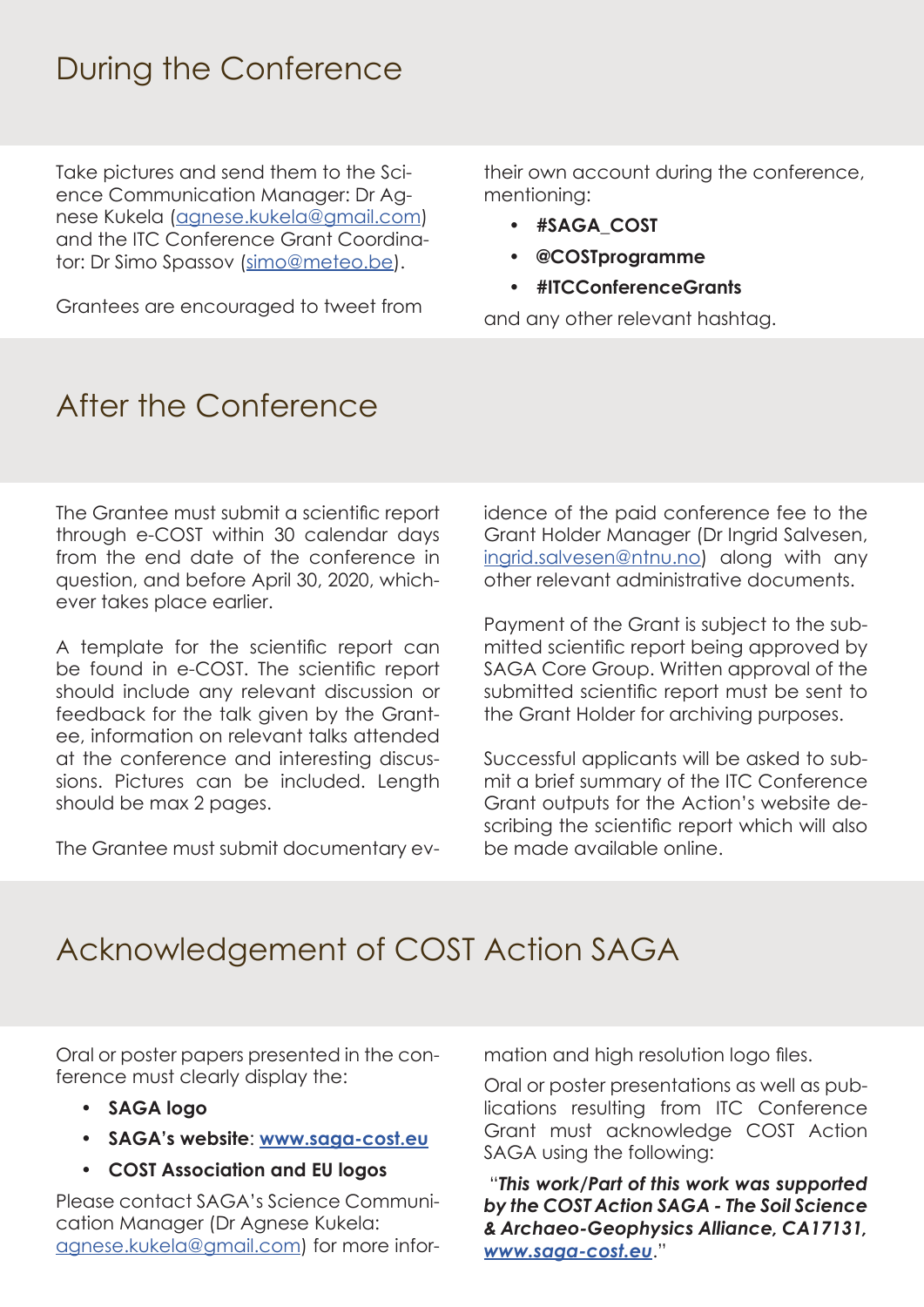## During the Conference

Take pictures and send them to the Science Communication Manager: Dr Agnese Kukela (agnese.kukela@gmail.com) and the ITC Conference Grant Coordinator: Dr Simo Spassov (simo@meteo.be).

Grantees are encouraged to tweet from their own account during the conference, mentioning:

- **#SAGA_COST**
- **@COSTprogramme**
- **#ITCConferenceGrants**

and any other relevant hashtag.

## After the Conference

The Grantee must submit a scientific report through e-COST within 30 calendar days from the end date of the conference in question, and before April 30, 2020, whichever takes place earlier.

A template for the scientific report can be found in e-COST. The scientific report should include any relevant discussion or feedback for the talk given by the Grantee, information on relevant talks attended at the conference and interesting discussions. Pictures can be included. Length should be max 2 pages.

The Grantee must submit documentary evidence of the paid conference fee to the Grant Holder Manager (Dr Ingrid Salvesen, ingrid.salvesen@ntnu.no) along with any other relevant administrative documents.

Payment of the Grant is subject to the submitted scientific report being approved by SAGA Core Group. Written approval of the submitted scientific report must be sent to the Grant Holder for archiving purposes.

Successful applicants will be asked to submit a brief summary of the ITC Conference Grant outputs for the Action's website describing the scientific report which will also be made available online.

## Acknowledgement of COST Action SAGA

Oral or poster papers presented in the conference must clearly display the:

- **SAGA logo**
- **SAGA's website**: **www.saga-cost.eu**
- **COST Association and EU logos**

Please contact SAGA's Science Communication Manager (Dr Agnese Kukela: agnese.kukela@gmail.com) for more information and high resolution logo files.

Oral or poster presentations as well as publications resulting from ITC Conference Grant must acknowledge COST Action SAGA using the following:

"***This work/Part of this work was supported by the COST Action SAGA - The Soil Science & Archaeo-Geophysics Alliance, CA17131, www.saga-cost.eu***."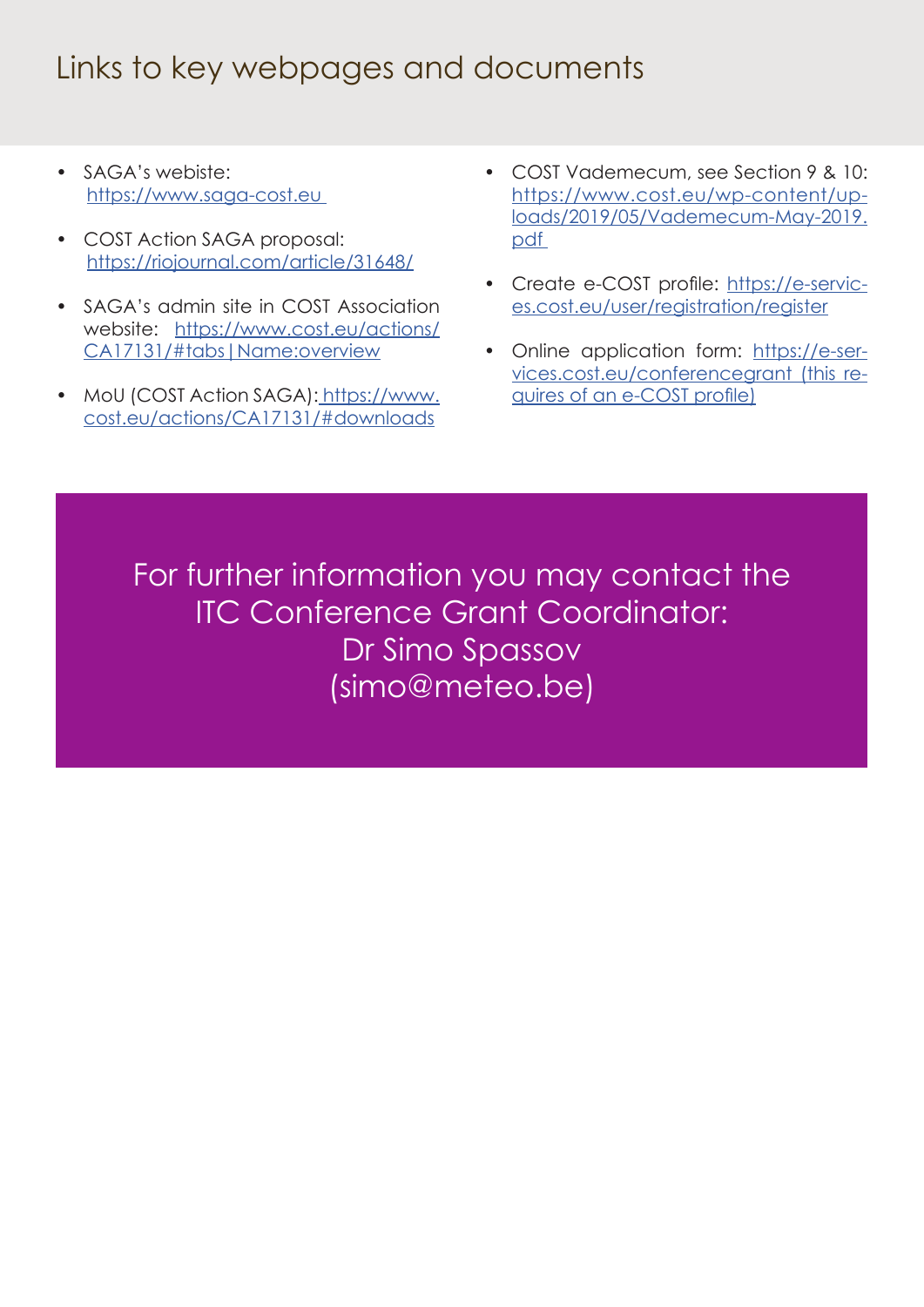# Links to key webpages and documents

- SAGA's webiste: https://www.saga-cost.eu
- COST Action SAGA proposal: https://riojournal.com/article/31648/
- SAGA's admin site in COST Association website: https://www.cost.eu/actions/CA17131/#tabs|Name:overview
- MoU (COST Action SAGA): https://www.cost.eu/actions/CA17131/#downloads
- COST Vademecum, see Section 9 & 10: https://www.cost.eu/wp-content/uploads/2019/05/Vademecum-May-2019.pdf
- Create e-COST profile: https://e-services.cost.eu/user/registration/register
- Online application form: https://e-services.cost.eu/conferencegrant (this requires of an e-COST profile)

For further information you may contact the ITC Conference Grant Coordinator:
Dr Simo Spassov
(simo@meteo.be)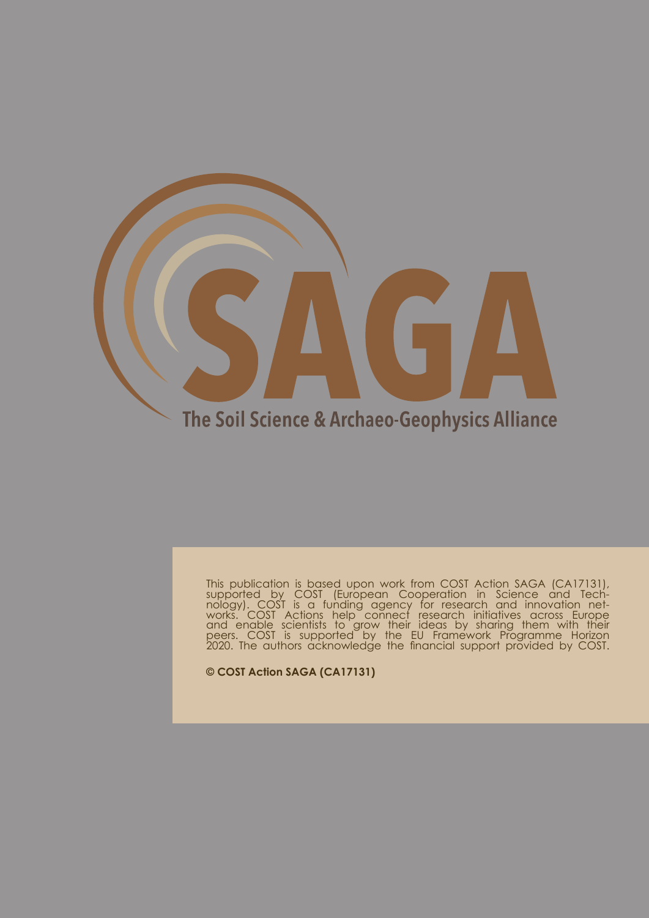# SAGA

The Soil Science & Archaeo-Geophysics Alliance

This publication is based upon work from COST Action SAGA (CA17131), supported by COST (European Cooperation in Science and Technology). COST is a funding agency for research and innovation networks. COST Actions help connect research initiatives across Europe and enable scientists to grow their ideas by sharing them with their peers. COST is supported by the EU Framework Programme Horizon 2020. The authors acknowledge the financial support provided by COST.

**© COST Action SAGA (CA17131)**